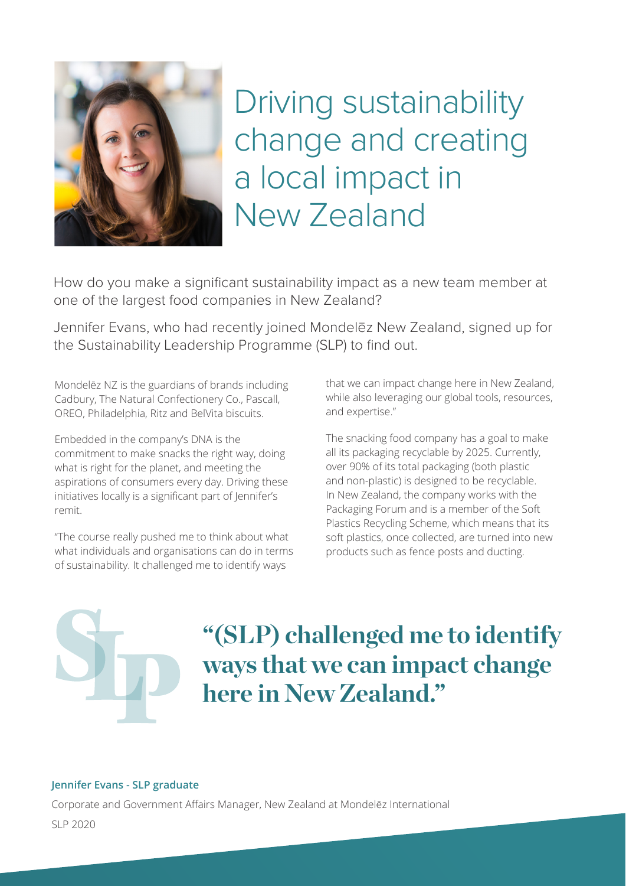# Driving sustainability change and creating a local impact in New Zealand

How do you make a significant sustainability impact as a new team member at one of the largest food companies in New Zealand?

Jennifer Evans, who had recently joined Mondelēz New Zealand, signed up for the Sustainability Leadership Programme (SLP) to find out.

Mondelēz NZ is the guardians of brands including Cadbury, The Natural Confectionery Co., Pascall, OREO, Philadelphia, Ritz and BelVita biscuits.

Embedded in the company's DNA is the commitment to make snacks the right way, doing what is right for the planet, and meeting the aspirations of consumers every day. Driving these initiatives locally is a significant part of Jennifer's remit.

"The course really pushed me to think about what what individuals and organisations can do in terms of sustainability. It challenged me to identify ways that we can impact change here in New Zealand, while also leveraging our global tools, resources, and expertise."

The snacking food company has a goal to make all its packaging recyclable by 2025. Currently, over 90% of its total packaging (both plastic and non-plastic) is designed to be recyclable. In New Zealand, the company works with the Packaging Forum and is a member of the Soft Plastics Recycling Scheme, which means that its soft plastics, once collected, are turned into new products such as fence posts and ducting.

SLP

**"(SLP) challenged me to identify ways that we can impact change here in New Zealand."**

**Jennifer Evans - SLP graduate**

Corporate and Government Affairs Manager, New Zealand at Mondelēz International

SLP 2020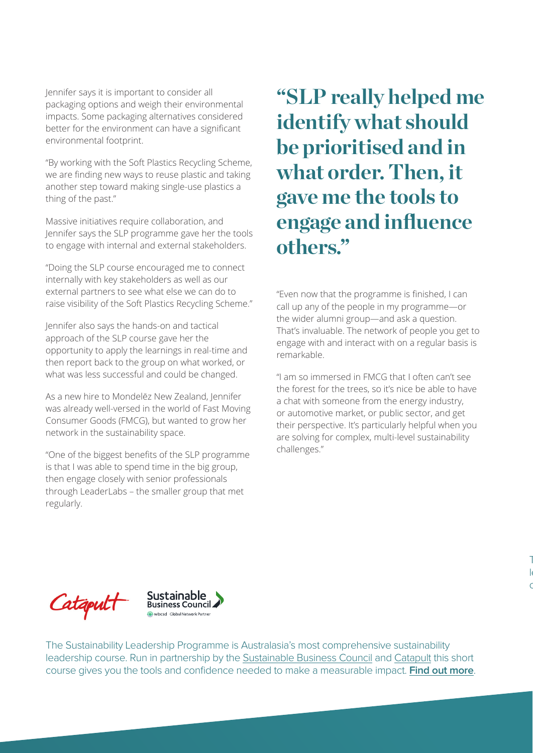Jennifer says it is important to consider all packaging options and weigh their environmental impacts. Some packaging alternatives considered better for the environment can have a significant environmental footprint.

"By working with the Soft Plastics Recycling Scheme, we are finding new ways to reuse plastic and taking another step toward making single-use plastics a thing of the past."

Massive initiatives require collaboration, and Jennifer says the SLP programme gave her the tools to engage with internal and external stakeholders.

"Doing the SLP course encouraged me to connect internally with key stakeholders as well as our external partners to see what else we can do to raise visibility of the Soft Plastics Recycling Scheme."

Jennifer also says the hands-on and tactical approach of the SLP course gave her the opportunity to apply the learnings in real-time and then report back to the group on what worked, or what was less successful and could be changed.

As a new hire to Mondelēz New Zealand, Jennifer was already well-versed in the world of Fast Moving Consumer Goods (FMCG), but wanted to grow her network in the sustainability space.

"One of the biggest benefits of the SLP programme is that I was able to spend time in the big group, then engage closely with senior professionals through LeaderLabs – the smaller group that met regularly.

## "SLP really helped me identify what should be prioritised and in what order. Then, it gave me the tools to engage and influence others."

"Even now that the programme is finished, I can call up any of the people in my programme—or the wider alumni group—and ask a question. That's invaluable. The network of people you get to engage with and interact with on a regular basis is remarkable.

"I am so immersed in FMCG that I often can't see the forest for the trees, so it's nice be able to have a chat with someone from the energy industry, or automotive market, or public sector, and get their perspective. It's particularly helpful when you are solving for complex, multi-level sustainability challenges."

Catapult

Sustainable Business Council
wbcsd Global Network Partner

The Sustainability Leadership Programme is Australasia's most comprehensive sustainability leadership course. Run in partnership by the Sustainable Business Council and Catapult this short course gives you the tools and confidence needed to make a measurable impact. **Find out more**.